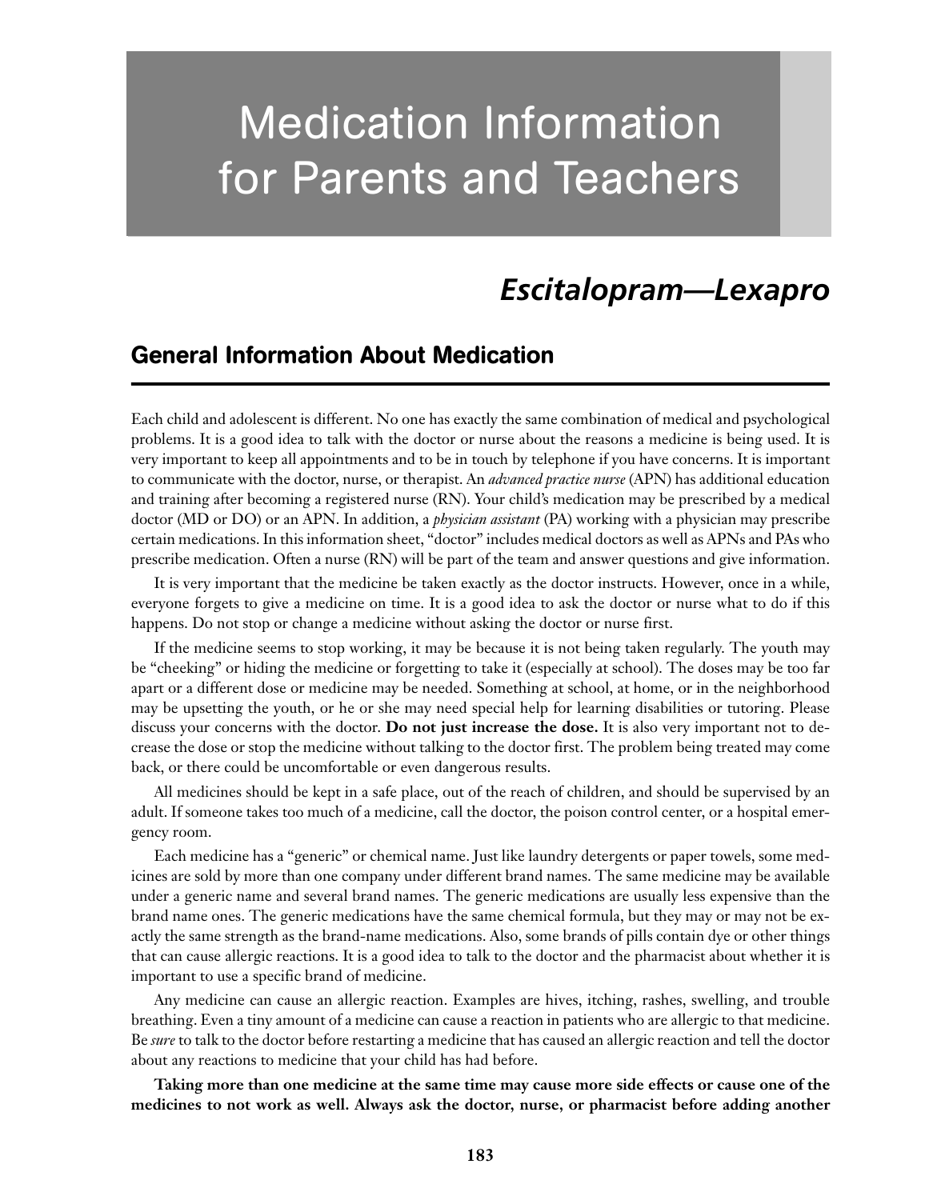# Medication Information for Parents and Teachers

## *Escitalopram—Lexapro*

### General Information About Medication

Each child and adolescent is different. No one has exactly the same combination of medical and psychological problems. It is a good idea to talk with the doctor or nurse about the reasons a medicine is being used. It is very important to keep all appointments and to be in touch by telephone if you have concerns. It is important to communicate with the doctor, nurse, or therapist. An *advanced practice nurse* (APN) has additional education and training after becoming a registered nurse (RN). Your child's medication may be prescribed by a medical doctor (MD or DO) or an APN. In addition, a *physician assistant* (PA) working with a physician may prescribe certain medications. In this information sheet, "doctor" includes medical doctors as well as APNs and PAs who prescribe medication. Often a nurse (RN) will be part of the team and answer questions and give information.

It is very important that the medicine be taken exactly as the doctor instructs. However, once in a while, everyone forgets to give a medicine on time. It is a good idea to ask the doctor or nurse what to do if this happens. Do not stop or change a medicine without asking the doctor or nurse first.

If the medicine seems to stop working, it may be because it is not being taken regularly. The youth may be "cheeking" or hiding the medicine or forgetting to take it (especially at school). The doses may be too far apart or a different dose or medicine may be needed. Something at school, at home, or in the neighborhood may be upsetting the youth, or he or she may need special help for learning disabilities or tutoring. Please discuss your concerns with the doctor. **Do not just increase the dose.** It is also very important not to decrease the dose or stop the medicine without talking to the doctor first. The problem being treated may come back, or there could be uncomfortable or even dangerous results.

All medicines should be kept in a safe place, out of the reach of children, and should be supervised by an adult. If someone takes too much of a medicine, call the doctor, the poison control center, or a hospital emergency room.

Each medicine has a "generic" or chemical name. Just like laundry detergents or paper towels, some medicines are sold by more than one company under different brand names. The same medicine may be available under a generic name and several brand names. The generic medications are usually less expensive than the brand name ones. The generic medications have the same chemical formula, but they may or may not be exactly the same strength as the brand-name medications. Also, some brands of pills contain dye or other things that can cause allergic reactions. It is a good idea to talk to the doctor and the pharmacist about whether it is important to use a specific brand of medicine.

Any medicine can cause an allergic reaction. Examples are hives, itching, rashes, swelling, and trouble breathing. Even a tiny amount of a medicine can cause a reaction in patients who are allergic to that medicine. Be *sure* to talk to the doctor before restarting a medicine that has caused an allergic reaction and tell the doctor about any reactions to medicine that your child has had before.

**Taking more than one medicine at the same time may cause more side effects or cause one of the medicines to not work as well. Always ask the doctor, nurse, or pharmacist before adding another**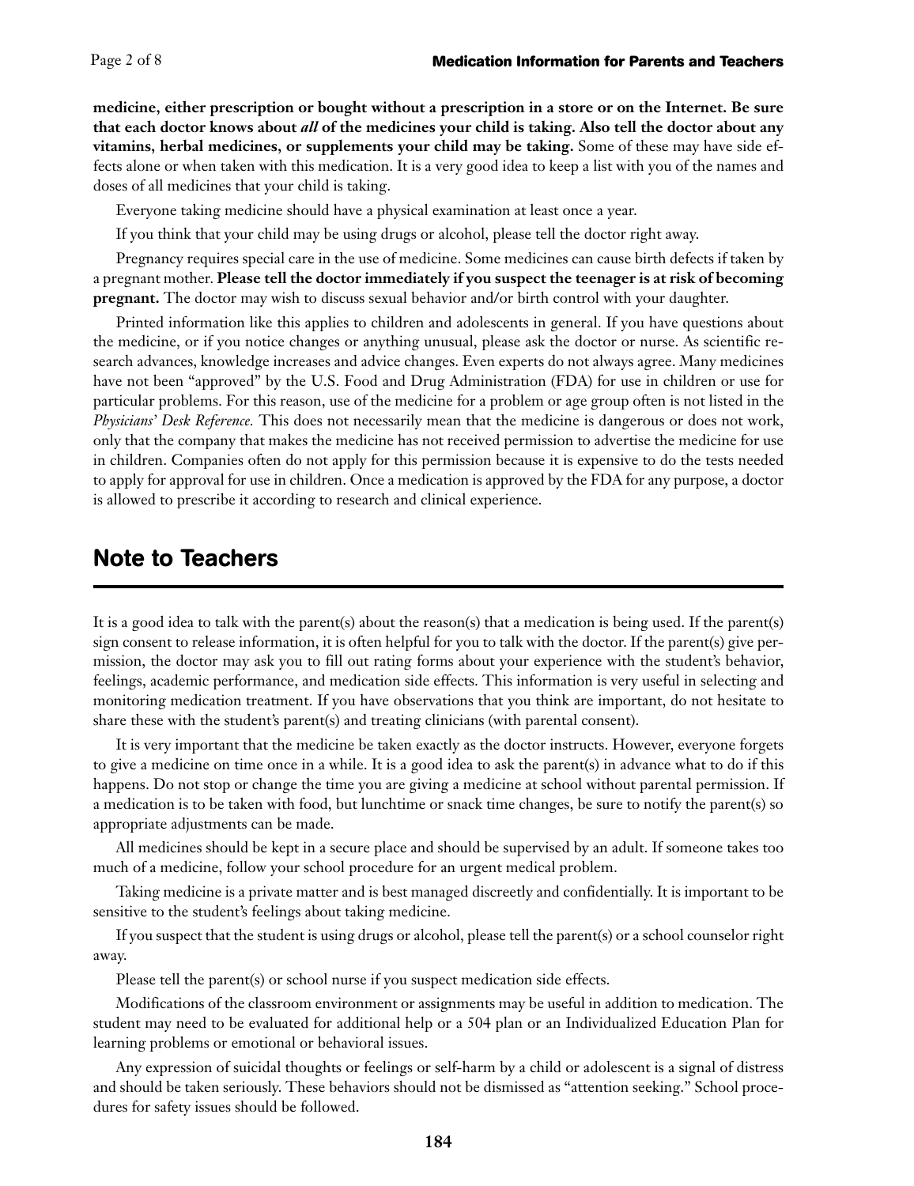**medicine, either prescription or bought without a prescription in a store or on the Internet. Be sure that each doctor knows about *all* of the medicines your child is taking. Also tell the doctor about any vitamins, herbal medicines, or supplements your child may be taking.** Some of these may have side effects alone or when taken with this medication. It is a very good idea to keep a list with you of the names and doses of all medicines that your child is taking.

Everyone taking medicine should have a physical examination at least once a year.

If you think that your child may be using drugs or alcohol, please tell the doctor right away.

Pregnancy requires special care in the use of medicine. Some medicines can cause birth defects if taken by a pregnant mother. **Please tell the doctor immediately if you suspect the teenager is at risk of becoming pregnant.** The doctor may wish to discuss sexual behavior and/or birth control with your daughter.

Printed information like this applies to children and adolescents in general. If you have questions about the medicine, or if you notice changes or anything unusual, please ask the doctor or nurse. As scientific research advances, knowledge increases and advice changes. Even experts do not always agree. Many medicines have not been "approved" by the U.S. Food and Drug Administration (FDA) for use in children or use for particular problems. For this reason, use of the medicine for a problem or age group often is not listed in the *Physicians' Desk Reference.* This does not necessarily mean that the medicine is dangerous or does not work, only that the company that makes the medicine has not received permission to advertise the medicine for use in children. Companies often do not apply for this permission because it is expensive to do the tests needed to apply for approval for use in children. Once a medication is approved by the FDA for any purpose, a doctor is allowed to prescribe it according to research and clinical experience.

## Note to Teachers

It is a good idea to talk with the parent(s) about the reason(s) that a medication is being used. If the parent(s) sign consent to release information, it is often helpful for you to talk with the doctor. If the parent(s) give permission, the doctor may ask you to fill out rating forms about your experience with the student's behavior, feelings, academic performance, and medication side effects. This information is very useful in selecting and monitoring medication treatment. If you have observations that you think are important, do not hesitate to share these with the student's parent(s) and treating clinicians (with parental consent).

It is very important that the medicine be taken exactly as the doctor instructs. However, everyone forgets to give a medicine on time once in a while. It is a good idea to ask the parent(s) in advance what to do if this happens. Do not stop or change the time you are giving a medicine at school without parental permission. If a medication is to be taken with food, but lunchtime or snack time changes, be sure to notify the parent(s) so appropriate adjustments can be made.

All medicines should be kept in a secure place and should be supervised by an adult. If someone takes too much of a medicine, follow your school procedure for an urgent medical problem.

Taking medicine is a private matter and is best managed discreetly and confidentially. It is important to be sensitive to the student's feelings about taking medicine.

If you suspect that the student is using drugs or alcohol, please tell the parent(s) or a school counselor right away.

Please tell the parent(s) or school nurse if you suspect medication side effects.

Modifications of the classroom environment or assignments may be useful in addition to medication. The student may need to be evaluated for additional help or a 504 plan or an Individualized Education Plan for learning problems or emotional or behavioral issues.

Any expression of suicidal thoughts or feelings or self-harm by a child or adolescent is a signal of distress and should be taken seriously. These behaviors should not be dismissed as "attention seeking." School procedures for safety issues should be followed.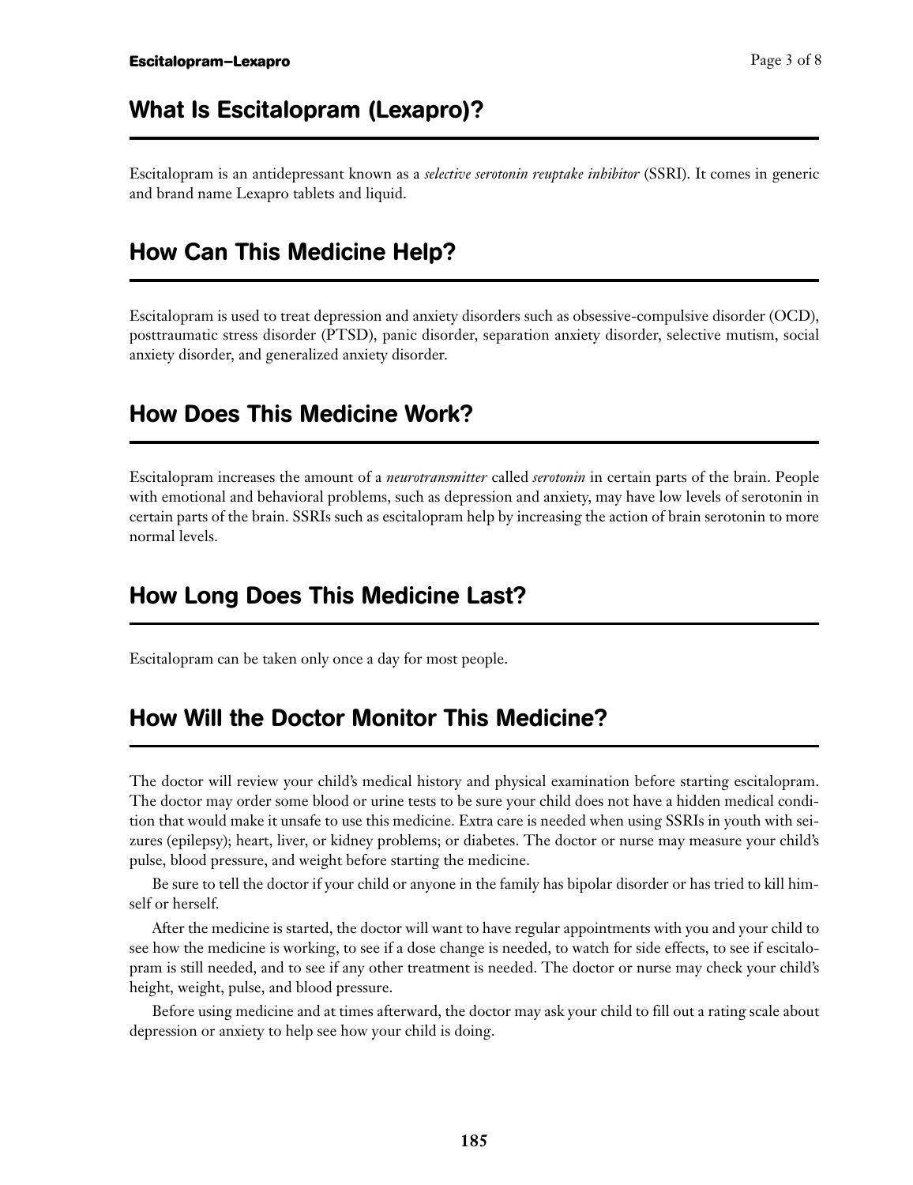## What Is Escitalopram (Lexapro)?

Escitalopram is an antidepressant known as a *selective serotonin reuptake inhibitor* (SSRI). It comes in generic and brand name Lexapro tablets and liquid.

## How Can This Medicine Help?

Escitalopram is used to treat depression and anxiety disorders such as obsessive-compulsive disorder (OCD), posttraumatic stress disorder (PTSD), panic disorder, separation anxiety disorder, selective mutism, social anxiety disorder, and generalized anxiety disorder.

## How Does This Medicine Work?

Escitalopram increases the amount of a *neurotransmitter* called *serotonin* in certain parts of the brain. People with emotional and behavioral problems, such as depression and anxiety, may have low levels of serotonin in certain parts of the brain. SSRIs such as escitalopram help by increasing the action of brain serotonin to more normal levels.

## How Long Does This Medicine Last?

Escitalopram can be taken only once a day for most people.

## How Will the Doctor Monitor This Medicine?

The doctor will review your child's medical history and physical examination before starting escitalopram. The doctor may order some blood or urine tests to be sure your child does not have a hidden medical condition that would make it unsafe to use this medicine. Extra care is needed when using SSRIs in youth with seizures (epilepsy); heart, liver, or kidney problems; or diabetes. The doctor or nurse may measure your child's pulse, blood pressure, and weight before starting the medicine.

Be sure to tell the doctor if your child or anyone in the family has bipolar disorder or has tried to kill himself or herself.

After the medicine is started, the doctor will want to have regular appointments with you and your child to see how the medicine is working, to see if a dose change is needed, to watch for side effects, to see if escitalopram is still needed, and to see if any other treatment is needed. The doctor or nurse may check your child's height, weight, pulse, and blood pressure.

Before using medicine and at times afterward, the doctor may ask your child to fill out a rating scale about depression or anxiety to help see how your child is doing.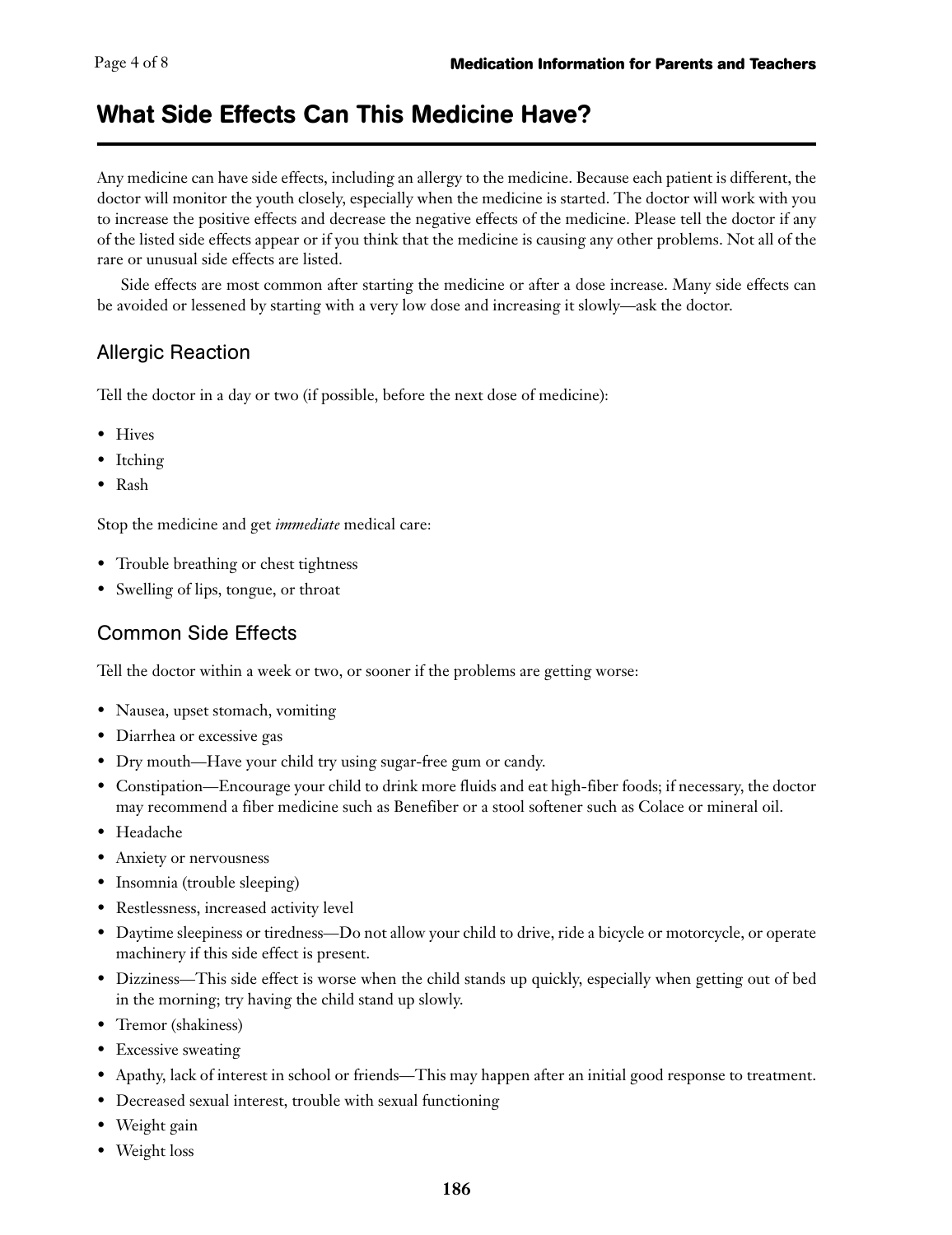# What Side Effects Can This Medicine Have?

Any medicine can have side effects, including an allergy to the medicine. Because each patient is different, the doctor will monitor the youth closely, especially when the medicine is started. The doctor will work with you to increase the positive effects and decrease the negative effects of the medicine. Please tell the doctor if any of the listed side effects appear or if you think that the medicine is causing any other problems. Not all of the rare or unusual side effects are listed.

Side effects are most common after starting the medicine or after a dose increase. Many side effects can be avoided or lessened by starting with a very low dose and increasing it slowly—ask the doctor.

## Allergic Reaction

Tell the doctor in a day or two (if possible, before the next dose of medicine):

- Hives
- Itching
- Rash

Stop the medicine and get *immediate* medical care:

- Trouble breathing or chest tightness
- Swelling of lips, tongue, or throat

## Common Side Effects

Tell the doctor within a week or two, or sooner if the problems are getting worse:

- Nausea, upset stomach, vomiting
- Diarrhea or excessive gas
- Dry mouth—Have your child try using sugar-free gum or candy.
- Constipation—Encourage your child to drink more fluids and eat high-fiber foods; if necessary, the doctor may recommend a fiber medicine such as Benefiber or a stool softener such as Colace or mineral oil.
- Headache
- Anxiety or nervousness
- Insomnia (trouble sleeping)
- Restlessness, increased activity level
- Daytime sleepiness or tiredness—Do not allow your child to drive, ride a bicycle or motorcycle, or operate machinery if this side effect is present.
- Dizziness—This side effect is worse when the child stands up quickly, especially when getting out of bed in the morning; try having the child stand up slowly.
- Tremor (shakiness)
- Excessive sweating
- Apathy, lack of interest in school or friends—This may happen after an initial good response to treatment.
- Decreased sexual interest, trouble with sexual functioning
- Weight gain
- Weight loss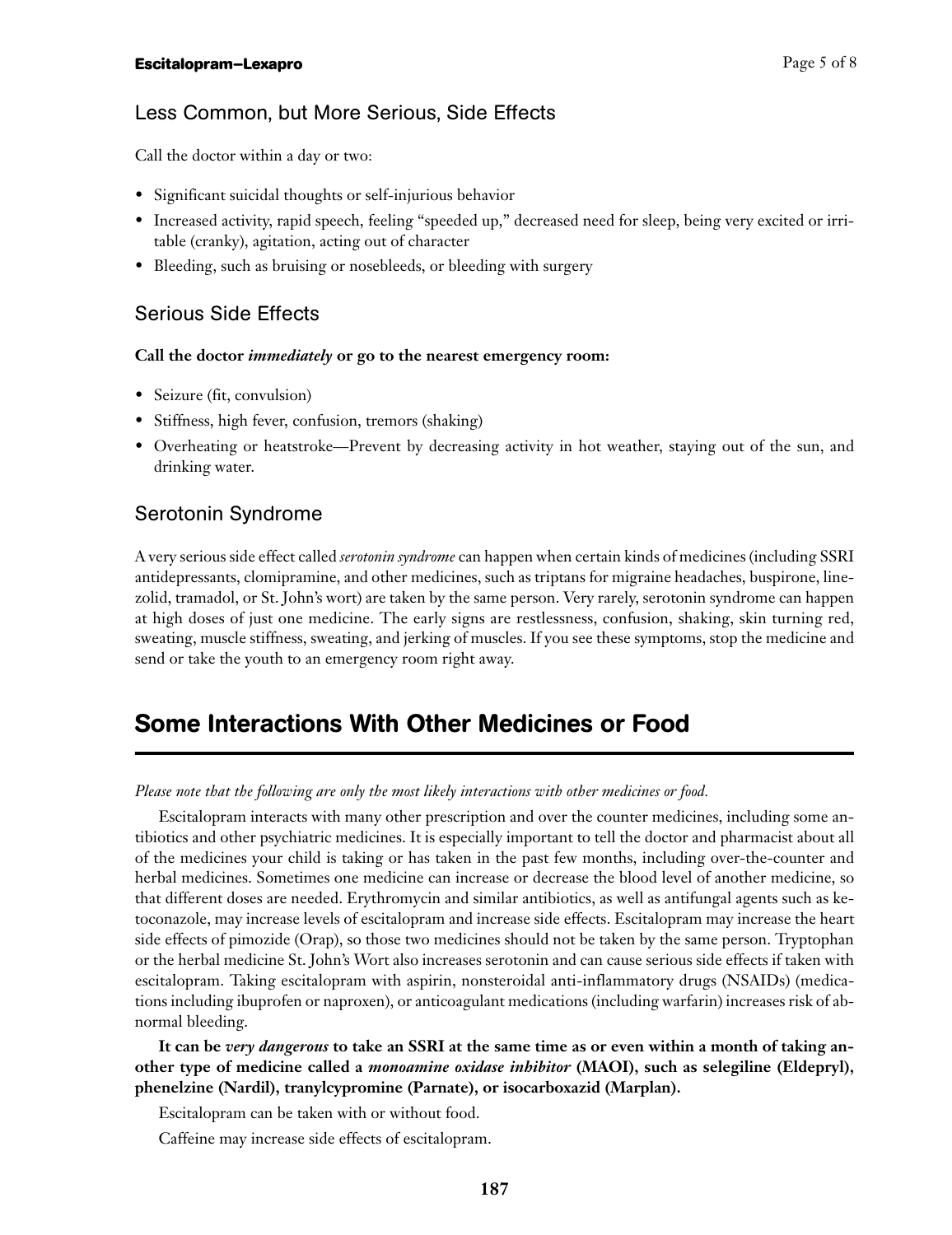## Less Common, but More Serious, Side Effects

Call the doctor within a day or two:

- Significant suicidal thoughts or self-injurious behavior
- Increased activity, rapid speech, feeling "speeded up," decreased need for sleep, being very excited or irritable (cranky), agitation, acting out of character
- Bleeding, such as bruising or nosebleeds, or bleeding with surgery

## Serious Side Effects

**Call the doctor *immediately* or go to the nearest emergency room:**

- Seizure (fit, convulsion)
- Stiffness, high fever, confusion, tremors (shaking)
- Overheating or heatstroke—Prevent by decreasing activity in hot weather, staying out of the sun, and drinking water.

## Serotonin Syndrome

A very serious side effect called *serotonin syndrome* can happen when certain kinds of medicines (including SSRI antidepressants, clomipramine, and other medicines, such as triptans for migraine headaches, buspirone, linezolid, tramadol, or St. John's wort) are taken by the same person. Very rarely, serotonin syndrome can happen at high doses of just one medicine. The early signs are restlessness, confusion, shaking, skin turning red, sweating, muscle stiffness, sweating, and jerking of muscles. If you see these symptoms, stop the medicine and send or take the youth to an emergency room right away.

# Some Interactions With Other Medicines or Food

*Please note that the following are only the most likely interactions with other medicines or food.*

Escitalopram interacts with many other prescription and over the counter medicines, including some antibiotics and other psychiatric medicines. It is especially important to tell the doctor and pharmacist about all of the medicines your child is taking or has taken in the past few months, including over-the-counter and herbal medicines. Sometimes one medicine can increase or decrease the blood level of another medicine, so that different doses are needed. Erythromycin and similar antibiotics, as well as antifungal agents such as ketoconazole, may increase levels of escitalopram and increase side effects. Escitalopram may increase the heart side effects of pimozide (Orap), so those two medicines should not be taken by the same person. Tryptophan or the herbal medicine St. John's Wort also increases serotonin and can cause serious side effects if taken with escitalopram. Taking escitalopram with aspirin, nonsteroidal anti-inflammatory drugs (NSAIDs) (medications including ibuprofen or naproxen), or anticoagulant medications (including warfarin) increases risk of abnormal bleeding.

**It can be *very dangerous* to take an SSRI at the same time as or even within a month of taking another type of medicine called a *monoamine oxidase inhibitor* (MAOI), such as selegiline (Eldepryl), phenelzine (Nardil), tranylcypromine (Parnate), or isocarboxazid (Marplan).**

Escitalopram can be taken with or without food.

Caffeine may increase side effects of escitalopram.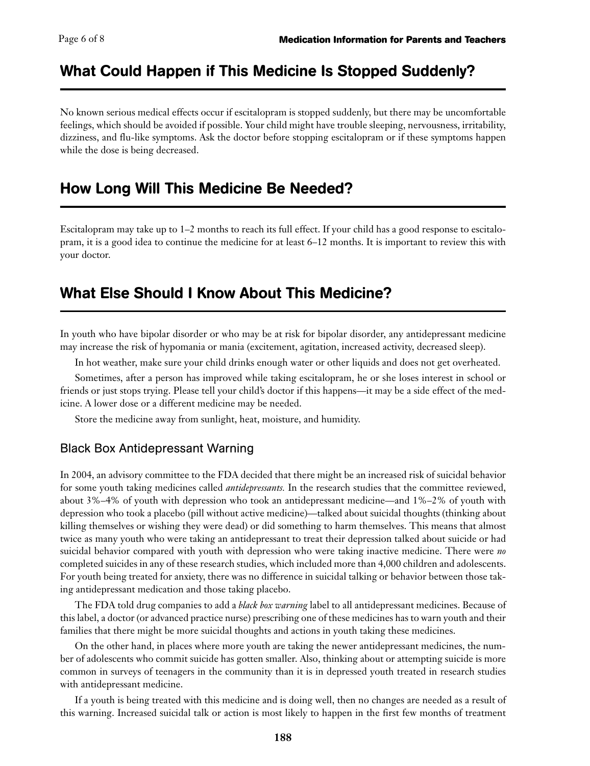## What Could Happen if This Medicine Is Stopped Suddenly?

No known serious medical effects occur if escitalopram is stopped suddenly, but there may be uncomfortable feelings, which should be avoided if possible. Your child might have trouble sleeping, nervousness, irritability, dizziness, and flu-like symptoms. Ask the doctor before stopping escitalopram or if these symptoms happen while the dose is being decreased.

## How Long Will This Medicine Be Needed?

Escitalopram may take up to 1–2 months to reach its full effect. If your child has a good response to escitalopram, it is a good idea to continue the medicine for at least 6–12 months. It is important to review this with your doctor.

## What Else Should I Know About This Medicine?

In youth who have bipolar disorder or who may be at risk for bipolar disorder, any antidepressant medicine may increase the risk of hypomania or mania (excitement, agitation, increased activity, decreased sleep).

In hot weather, make sure your child drinks enough water or other liquids and does not get overheated.

Sometimes, after a person has improved while taking escitalopram, he or she loses interest in school or friends or just stops trying. Please tell your child's doctor if this happens—it may be a side effect of the medicine. A lower dose or a different medicine may be needed.

Store the medicine away from sunlight, heat, moisture, and humidity.

### Black Box Antidepressant Warning

In 2004, an advisory committee to the FDA decided that there might be an increased risk of suicidal behavior for some youth taking medicines called *antidepressants.* In the research studies that the committee reviewed, about 3%–4% of youth with depression who took an antidepressant medicine—and 1%–2% of youth with depression who took a placebo (pill without active medicine)—talked about suicidal thoughts (thinking about killing themselves or wishing they were dead) or did something to harm themselves. This means that almost twice as many youth who were taking an antidepressant to treat their depression talked about suicide or had suicidal behavior compared with youth with depression who were taking inactive medicine. There were *no* completed suicides in any of these research studies, which included more than 4,000 children and adolescents. For youth being treated for anxiety, there was no difference in suicidal talking or behavior between those taking antidepressant medication and those taking placebo.

The FDA told drug companies to add a *black box warning* label to all antidepressant medicines. Because of this label, a doctor (or advanced practice nurse) prescribing one of these medicines has to warn youth and their families that there might be more suicidal thoughts and actions in youth taking these medicines.

On the other hand, in places where more youth are taking the newer antidepressant medicines, the number of adolescents who commit suicide has gotten smaller. Also, thinking about or attempting suicide is more common in surveys of teenagers in the community than it is in depressed youth treated in research studies with antidepressant medicine.

If a youth is being treated with this medicine and is doing well, then no changes are needed as a result of this warning. Increased suicidal talk or action is most likely to happen in the first few months of treatment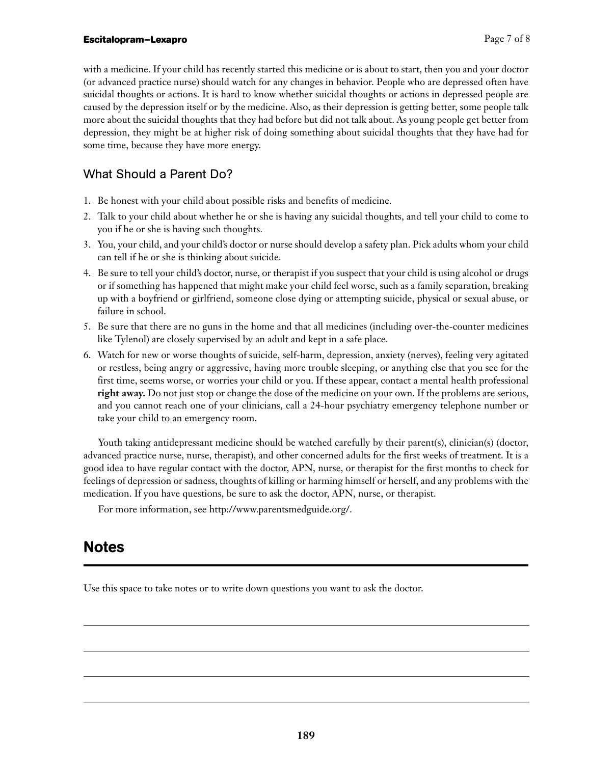with a medicine. If your child has recently started this medicine or is about to start, then you and your doctor (or advanced practice nurse) should watch for any changes in behavior. People who are depressed often have suicidal thoughts or actions. It is hard to know whether suicidal thoughts or actions in depressed people are caused by the depression itself or by the medicine. Also, as their depression is getting better, some people talk more about the suicidal thoughts that they had before but did not talk about. As young people get better from depression, they might be at higher risk of doing something about suicidal thoughts that they have had for some time, because they have more energy.

### What Should a Parent Do?

1. Be honest with your child about possible risks and benefits of medicine.
2. Talk to your child about whether he or she is having any suicidal thoughts, and tell your child to come to you if he or she is having such thoughts.
3. You, your child, and your child's doctor or nurse should develop a safety plan. Pick adults whom your child can tell if he or she is thinking about suicide.
4. Be sure to tell your child's doctor, nurse, or therapist if you suspect that your child is using alcohol or drugs or if something has happened that might make your child feel worse, such as a family separation, breaking up with a boyfriend or girlfriend, someone close dying or attempting suicide, physical or sexual abuse, or failure in school.
5. Be sure that there are no guns in the home and that all medicines (including over-the-counter medicines like Tylenol) are closely supervised by an adult and kept in a safe place.
6. Watch for new or worse thoughts of suicide, self-harm, depression, anxiety (nerves), feeling very agitated or restless, being angry or aggressive, having more trouble sleeping, or anything else that you see for the first time, seems worse, or worries your child or you. If these appear, contact a mental health professional **right away.** Do not just stop or change the dose of the medicine on your own. If the problems are serious, and you cannot reach one of your clinicians, call a 24-hour psychiatry emergency telephone number or take your child to an emergency room.

Youth taking antidepressant medicine should be watched carefully by their parent(s), clinician(s) (doctor, advanced practice nurse, nurse, therapist), and other concerned adults for the first weeks of treatment. It is a good idea to have regular contact with the doctor, APN, nurse, or therapist for the first months to check for feelings of depression or sadness, thoughts of killing or harming himself or herself, and any problems with the medication. If you have questions, be sure to ask the doctor, APN, nurse, or therapist.

For more information, see http://www.parentsmedguide.org/.

## Notes

Use this space to take notes or to write down questions you want to ask the doctor.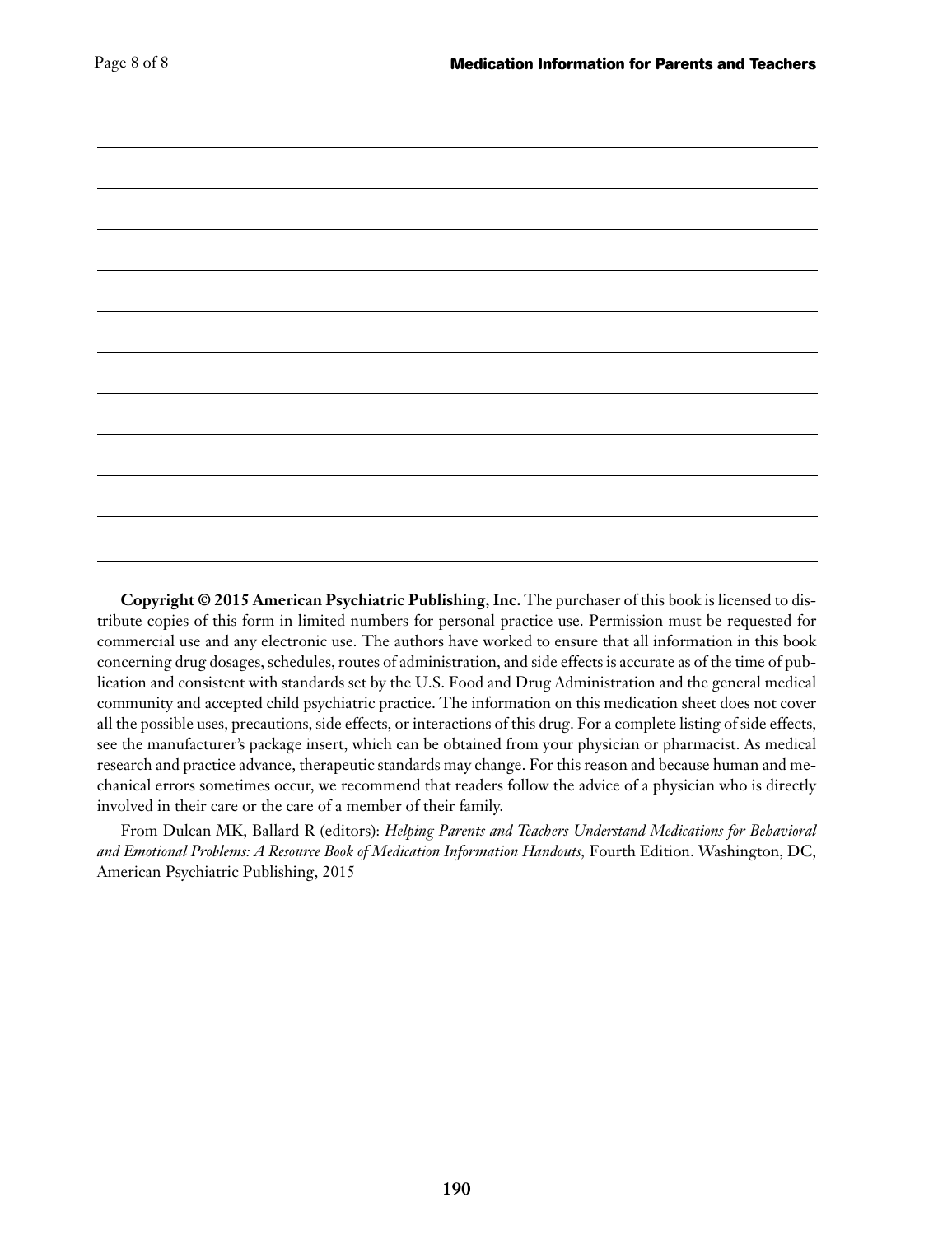**Copyright © 2015 American Psychiatric Publishing, Inc.** The purchaser of this book is licensed to distribute copies of this form in limited numbers for personal practice use. Permission must be requested for commercial use and any electronic use. The authors have worked to ensure that all information in this book concerning drug dosages, schedules, routes of administration, and side effects is accurate as of the time of publication and consistent with standards set by the U.S. Food and Drug Administration and the general medical community and accepted child psychiatric practice. The information on this medication sheet does not cover all the possible uses, precautions, side effects, or interactions of this drug. For a complete listing of side effects, see the manufacturer's package insert, which can be obtained from your physician or pharmacist. As medical research and practice advance, therapeutic standards may change. For this reason and because human and mechanical errors sometimes occur, we recommend that readers follow the advice of a physician who is directly involved in their care or the care of a member of their family.

From Dulcan MK, Ballard R (editors): *Helping Parents and Teachers Understand Medications for Behavioral and Emotional Problems: A Resource Book of Medication Information Handouts*, Fourth Edition. Washington, DC, American Psychiatric Publishing, 2015